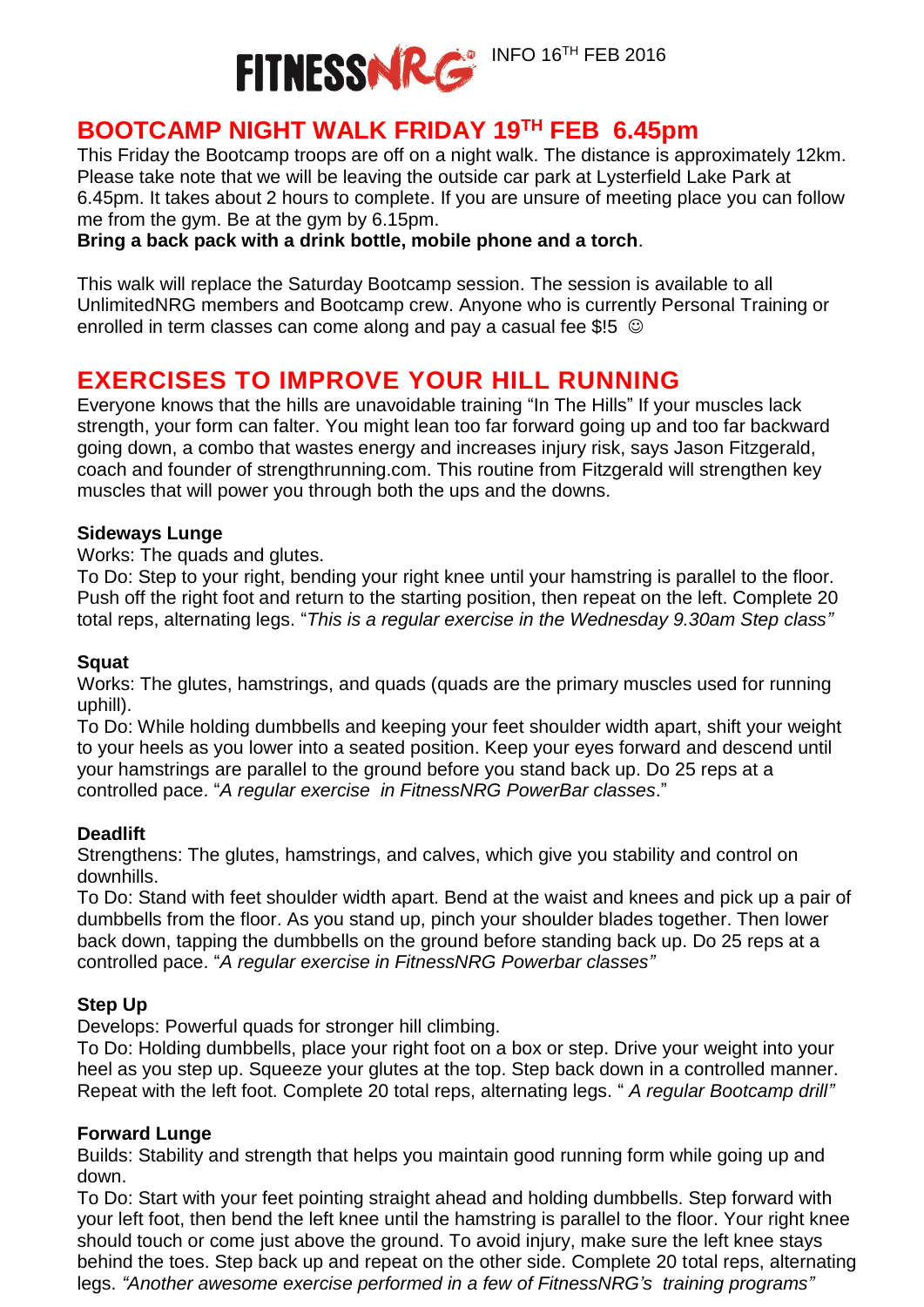FITNESSNRG INFO 16TH FEB 2016

## BOOTCAMP NIGHT WALK FRIDAY 19TH FEB 6.45pm

This Friday the Bootcamp troops are off on a night walk. The distance is approximately 12km. Please take note that we will be leaving the outside car park at Lysterfield Lake Park at 6.45pm. It takes about 2 hours to complete. If you are unsure of meeting place you can follow me from the gym. Be at the gym by 6.15pm.

**Bring a back pack with a drink bottle, mobile phone and a torch**.

This walk will replace the Saturday Bootcamp session. The session is available to all UnlimitedNRG members and Bootcamp crew. Anyone who is currently Personal Training or enrolled in term classes can come along and pay a casual fee $!5 ☺

## EXERCISES TO IMPROVE YOUR HILL RUNNING

Everyone knows that the hills are unavoidable training "In The Hills" If your muscles lack strength, your form can falter. You might lean too far forward going up and too far backward going down, a combo that wastes energy and increases injury risk, says Jason Fitzgerald, coach and founder of strengthrunning.com. This routine from Fitzgerald will strengthen key muscles that will power you through both the ups and the downs.

**Sideways Lunge**

Works: The quads and glutes.

To Do: Step to your right, bending your right knee until your hamstring is parallel to the floor. Push off the right foot and return to the starting position, then repeat on the left. Complete 20 total reps, alternating legs. "*This is a regular exercise in the Wednesday 9.30am Step class"*

**Squat**

Works: The glutes, hamstrings, and quads (quads are the primary muscles used for running uphill).

To Do: While holding dumbbells and keeping your feet shoulder width apart, shift your weight to your heels as you lower into a seated position. Keep your eyes forward and descend until your hamstrings are parallel to the ground before you stand back up. Do 25 reps at a controlled pace. "*A regular exercise in FitnessNRG PowerBar classes*."

**Deadlift**

Strengthens: The glutes, hamstrings, and calves, which give you stability and control on downhills.

To Do: Stand with feet shoulder width apart. Bend at the waist and knees and pick up a pair of dumbbells from the floor. As you stand up, pinch your shoulder blades together. Then lower back down, tapping the dumbbells on the ground before standing back up. Do 25 reps at a controlled pace. "*A regular exercise in FitnessNRG Powerbar classes"*

**Step Up**

Develops: Powerful quads for stronger hill climbing.

To Do: Holding dumbbells, place your right foot on a box or step. Drive your weight into your heel as you step up. Squeeze your glutes at the top. Step back down in a controlled manner. Repeat with the left foot. Complete 20 total reps, alternating legs. " *A regular Bootcamp drill"*

**Forward Lunge**

Builds: Stability and strength that helps you maintain good running form while going up and down.

To Do: Start with your feet pointing straight ahead and holding dumbbells. Step forward with your left foot, then bend the left knee until the hamstring is parallel to the floor. Your right knee should touch or come just above the ground. To avoid injury, make sure the left knee stays behind the toes. Step back up and repeat on the other side. Complete 20 total reps, alternating legs. *"Another awesome exercise performed in a few of FitnessNRG's training programs"*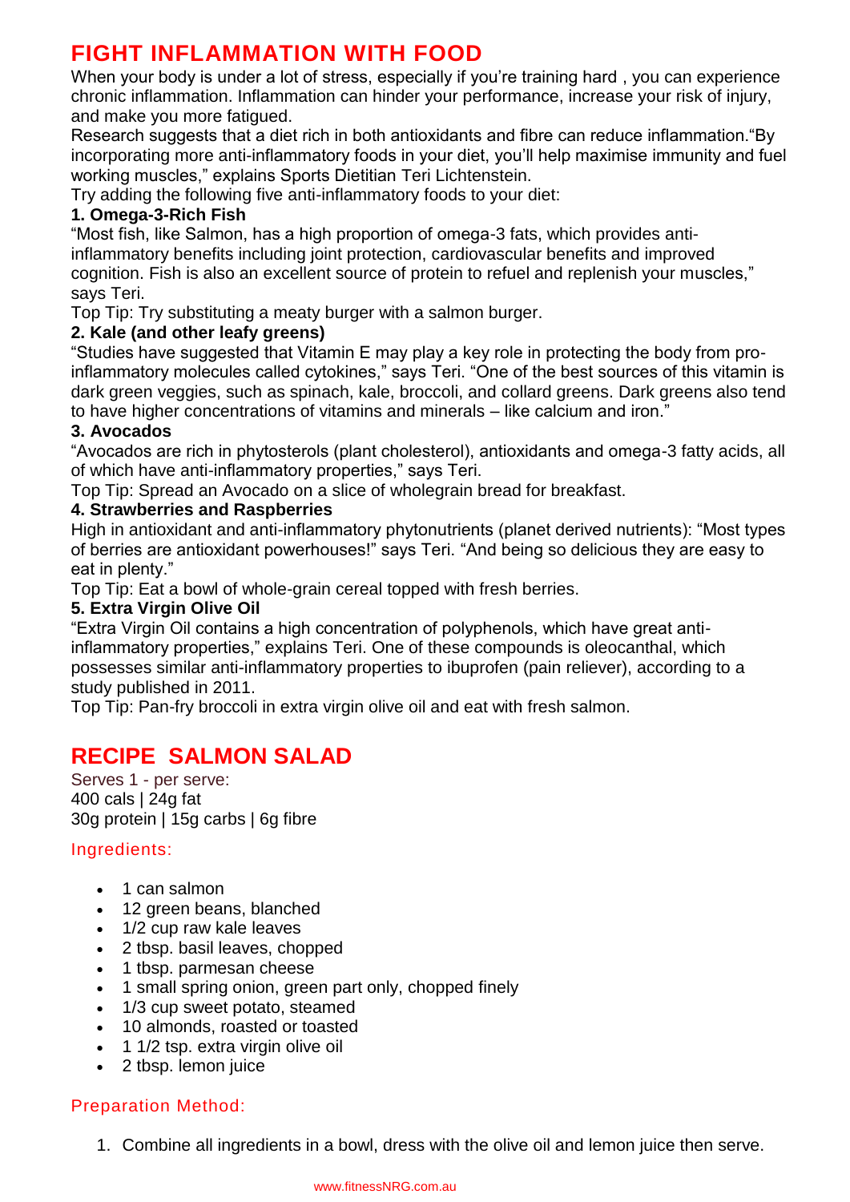# FIGHT INFLAMMATION WITH FOOD

When your body is under a lot of stress, especially if you're training hard , you can experience chronic inflammation. Inflammation can hinder your performance, increase your risk of injury, and make you more fatigued.

Research suggests that a diet rich in both antioxidants and fibre can reduce inflammation."By incorporating more anti-inflammatory foods in your diet, you'll help maximise immunity and fuel working muscles," explains Sports Dietitian Teri Lichtenstein.

Try adding the following five anti-inflammatory foods to your diet:

**1. Omega-3-Rich Fish**

"Most fish, like Salmon, has a high proportion of omega-3 fats, which provides anti-inflammatory benefits including joint protection, cardiovascular benefits and improved cognition. Fish is also an excellent source of protein to refuel and replenish your muscles," says Teri.

Top Tip: Try substituting a meaty burger with a salmon burger.

**2. Kale (and other leafy greens)**

"Studies have suggested that Vitamin E may play a key role in protecting the body from pro-inflammatory molecules called cytokines," says Teri. "One of the best sources of this vitamin is dark green veggies, such as spinach, kale, broccoli, and collard greens. Dark greens also tend to have higher concentrations of vitamins and minerals – like calcium and iron."

**3. Avocados**

"Avocados are rich in phytosterols (plant cholesterol), antioxidants and omega-3 fatty acids, all of which have anti-inflammatory properties," says Teri.

Top Tip: Spread an Avocado on a slice of wholegrain bread for breakfast.

**4. Strawberries and Raspberries**

High in antioxidant and anti-inflammatory phytonutrients (planet derived nutrients): "Most types of berries are antioxidant powerhouses!" says Teri. "And being so delicious they are easy to eat in plenty."

Top Tip: Eat a bowl of whole-grain cereal topped with fresh berries.

**5. Extra Virgin Olive Oil**

"Extra Virgin Oil contains a high concentration of polyphenols, which have great anti-inflammatory properties," explains Teri. One of these compounds is oleocanthal, which possesses similar anti-inflammatory properties to ibuprofen (pain reliever), according to a study published in 2011.

Top Tip: Pan-fry broccoli in extra virgin olive oil and eat with fresh salmon.

# RECIPE SALMON SALAD

Serves 1 - per serve:
400 cals | 24g fat
30g protein | 15g carbs | 6g fibre

## Ingredients:

- 1 can salmon
- 12 green beans, blanched
- 1/2 cup raw kale leaves
- 2 tbsp. basil leaves, chopped
- 1 tbsp. parmesan cheese
- 1 small spring onion, green part only, chopped finely
- 1/3 cup sweet potato, steamed
- 10 almonds, roasted or toasted
- 1 1/2 tsp. extra virgin olive oil
- 2 tbsp. lemon juice

## Preparation Method:

1. Combine all ingredients in a bowl, dress with the olive oil and lemon juice then serve.

www.fitnessNRG.com.au